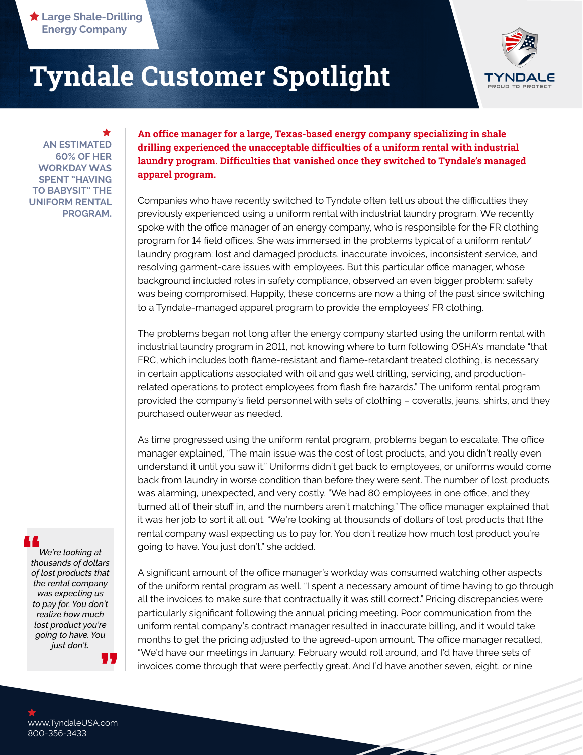Large Shale-Drilling Energy Company

# Tyndale Customer Spotlight

TYNDALE
PROUD TO PROTECT

**AN ESTIMATED 60% OF HER WORKDAY WAS SPENT "HAVING TO BABYSIT" THE UNIFORM RENTAL PROGRAM.**

**An office manager for a large, Texas-based energy company specializing in shale drilling experienced the unacceptable difficulties of a uniform rental with industrial laundry program. Difficulties that vanished once they switched to Tyndale's managed apparel program.**

Companies who have recently switched to Tyndale often tell us about the difficulties they previously experienced using a uniform rental with industrial laundry program. We recently spoke with the office manager of an energy company, who is responsible for the FR clothing program for 14 field offices. She was immersed in the problems typical of a uniform rental/laundry program: lost and damaged products, inaccurate invoices, inconsistent service, and resolving garment-care issues with employees. But this particular office manager, whose background included roles in safety compliance, observed an even bigger problem: safety was being compromised. Happily, these concerns are now a thing of the past since switching to a Tyndale-managed apparel program to provide the employees' FR clothing.

The problems began not long after the energy company started using the uniform rental with industrial laundry program in 2011, not knowing where to turn following OSHA's mandate "that FRC, which includes both flame-resistant and flame-retardant treated clothing, is necessary in certain applications associated with oil and gas well drilling, servicing, and production-related operations to protect employees from flash fire hazards." The uniform rental program provided the company's field personnel with sets of clothing – coveralls, jeans, shirts, and they purchased outerwear as needed.

As time progressed using the uniform rental program, problems began to escalate. The office manager explained, "The main issue was the cost of lost products, and you didn't really even understand it until you saw it." Uniforms didn't get back to employees, or uniforms would come back from laundry in worse condition than before they were sent. The number of lost products was alarming, unexpected, and very costly. "We had 80 employees in one office, and they turned all of their stuff in, and the numbers aren't matching." The office manager explained that it was her job to sort it all out. "We're looking at thousands of dollars of lost products that [the rental company was] expecting us to pay for. You don't realize how much lost product you're going to have. You just don't." she added.

> *"We're looking at thousands of dollars of lost products that the rental company was expecting us to pay for. You don't realize how much lost product you're going to have. You just don't."*

A significant amount of the office manager's workday was consumed watching other aspects of the uniform rental program as well. "I spent a necessary amount of time having to go through all the invoices to make sure that contractually it was still correct." Pricing discrepancies were particularly significant following the annual pricing meeting. Poor communication from the uniform rental company's contract manager resulted in inaccurate billing, and it would take months to get the pricing adjusted to the agreed-upon amount. The office manager recalled, "We'd have our meetings in January. February would roll around, and I'd have three sets of invoices come through that were perfectly great. And I'd have another seven, eight, or nine

www.TyndaleUSA.com
800-356-3433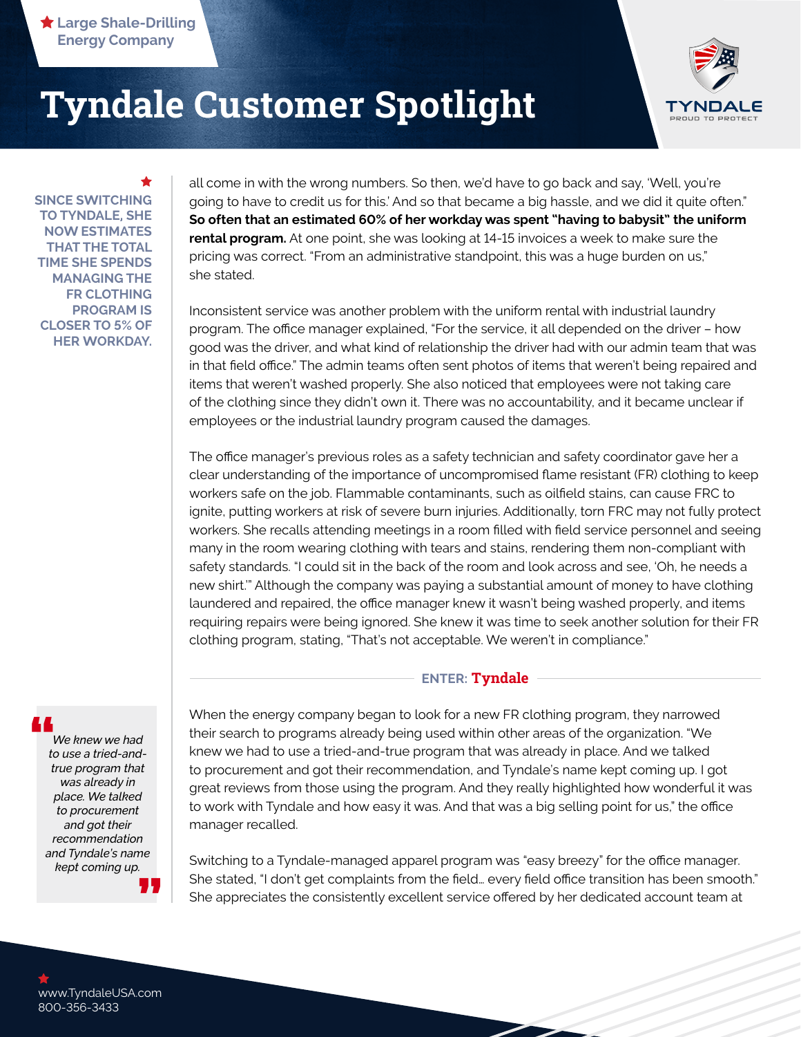all come in with the wrong numbers. So then, we'd have to go back and say, 'Well, you're going to have to credit us for this.' And so that became a big hassle, and we did it quite often." **So often that an estimated 60% of her workday was spent "having to babysit" the uniform rental program.** At one point, she was looking at 14-15 invoices a week to make sure the pricing was correct. "From an administrative standpoint, this was a huge burden on us," she stated.

**SINCE SWITCHING TO TYNDALE, SHE NOW ESTIMATES THAT THE TOTAL TIME SHE SPENDS MANAGING THE FR CLOTHING PROGRAM IS CLOSER TO 5% OF HER WORKDAY.**

Inconsistent service was another problem with the uniform rental with industrial laundry program. The office manager explained, "For the service, it all depended on the driver – how good was the driver, and what kind of relationship the driver had with our admin team that was in that field office." The admin teams often sent photos of items that weren't being repaired and items that weren't washed properly. She also noticed that employees were not taking care of the clothing since they didn't own it. There was no accountability, and it became unclear if employees or the industrial laundry program caused the damages.

The office manager's previous roles as a safety technician and safety coordinator gave her a clear understanding of the importance of uncompromised flame resistant (FR) clothing to keep workers safe on the job. Flammable contaminants, such as oilfield stains, can cause FRC to ignite, putting workers at risk of severe burn injuries. Additionally, torn FRC may not fully protect workers. She recalls attending meetings in a room filled with field service personnel and seeing many in the room wearing clothing with tears and stains, rendering them non-compliant with safety standards. "I could sit in the back of the room and look across and see, 'Oh, he needs a new shirt.'" Although the company was paying a substantial amount of money to have clothing laundered and repaired, the office manager knew it wasn't being washed properly, and items requiring repairs were being ignored. She knew it was time to seek another solution for their FR clothing program, stating, "That's not acceptable. We weren't in compliance."

## ENTER: Tyndale

When the energy company began to look for a new FR clothing program, they narrowed their search to programs already being used within other areas of the organization. "We knew we had to use a tried-and-true program that was already in place. And we talked to procurement and got their recommendation, and Tyndale's name kept coming up. I got great reviews from those using the program. And they really highlighted how wonderful it was to work with Tyndale and how easy it was. And that was a big selling point for us," the office manager recalled.

> *"We knew we had to use a tried-and-true program that was already in place. We talked to procurement and got their recommendation and Tyndale's name kept coming up."*

Switching to a Tyndale-managed apparel program was "easy breezy" for the office manager. She stated, "I don't get complaints from the field… every field office transition has been smooth." She appreciates the consistently excellent service offered by her dedicated account team at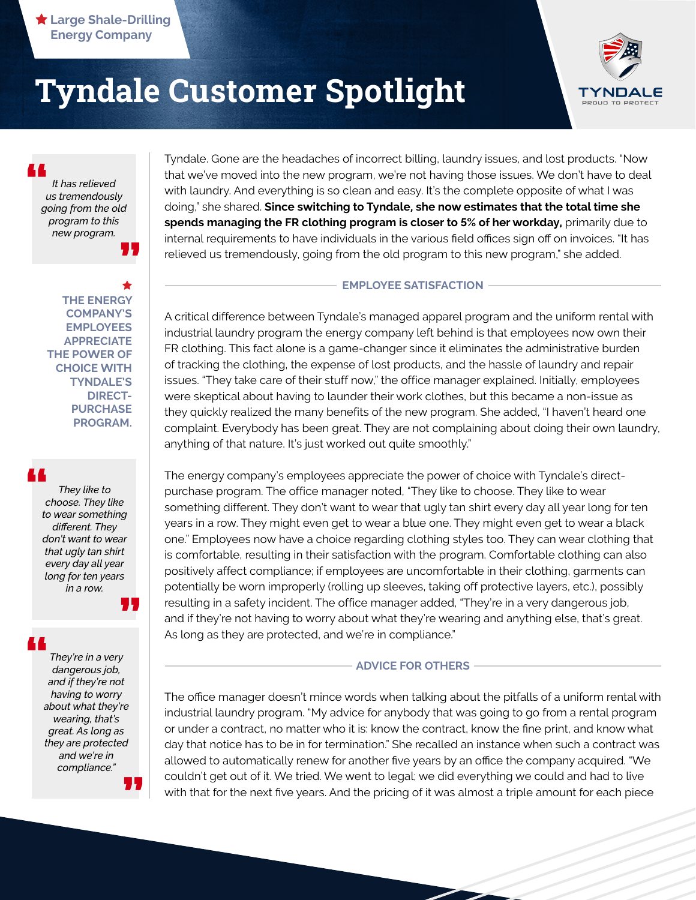Large Shale-Drilling Energy Company

# Tyndale Customer Spotlight

> *It has relieved us tremendously going from the old program to this new program.*

Tyndale. Gone are the headaches of incorrect billing, laundry issues, and lost products. "Now that we've moved into the new program, we're not having those issues. We don't have to deal with laundry. And everything is so clean and easy. It's the complete opposite of what I was doing," she shared. **Since switching to Tyndale, she now estimates that the total time she spends managing the FR clothing program is closer to 5% of her workday,** primarily due to internal requirements to have individuals in the various field offices sign off on invoices. "It has relieved us tremendously, going from the old program to this new program," she added.

## EMPLOYEE SATISFACTION

**THE ENERGY COMPANY'S EMPLOYEES APPRECIATE THE POWER OF CHOICE WITH TYNDALE'S DIRECT-PURCHASE PROGRAM.**

A critical difference between Tyndale's managed apparel program and the uniform rental with industrial laundry program the energy company left behind is that employees now own their FR clothing. This fact alone is a game-changer since it eliminates the administrative burden of tracking the clothing, the expense of lost products, and the hassle of laundry and repair issues. "They take care of their stuff now," the office manager explained. Initially, employees were skeptical about having to launder their work clothes, but this became a non-issue as they quickly realized the many benefits of the new program. She added, "I haven't heard one complaint. Everybody has been great. They are not complaining about doing their own laundry, anything of that nature. It's just worked out quite smoothly."

> *They like to choose. They like to wear something different. They don't want to wear that ugly tan shirt every day all year long for ten years in a row.*

The energy company's employees appreciate the power of choice with Tyndale's direct-purchase program. The office manager noted, "They like to choose. They like to wear something different. They don't want to wear that ugly tan shirt every day all year long for ten years in a row. They might even get to wear a blue one. They might even get to wear a black one." Employees now have a choice regarding clothing styles too. They can wear clothing that is comfortable, resulting in their satisfaction with the program. Comfortable clothing can also positively affect compliance; if employees are uncomfortable in their clothing, garments can potentially be worn improperly (rolling up sleeves, taking off protective layers, etc.), possibly resulting in a safety incident. The office manager added, "They're in a very dangerous job, and if they're not having to worry about what they're wearing and anything else, that's great. As long as they are protected, and we're in compliance."

> *They're in a very dangerous job, and if they're not having to worry about what they're wearing, that's great. As long as they are protected and we're in compliance."*

## ADVICE FOR OTHERS

The office manager doesn't mince words when talking about the pitfalls of a uniform rental with industrial laundry program. "My advice for anybody that was going to go from a rental program or under a contract, no matter who it is: know the contract, know the fine print, and know what day that notice has to be in for termination." She recalled an instance when such a contract was allowed to automatically renew for another five years by an office the company acquired. "We couldn't get out of it. We tried. We went to legal; we did everything we could and had to live with that for the next five years. And the pricing of it was almost a triple amount for each piece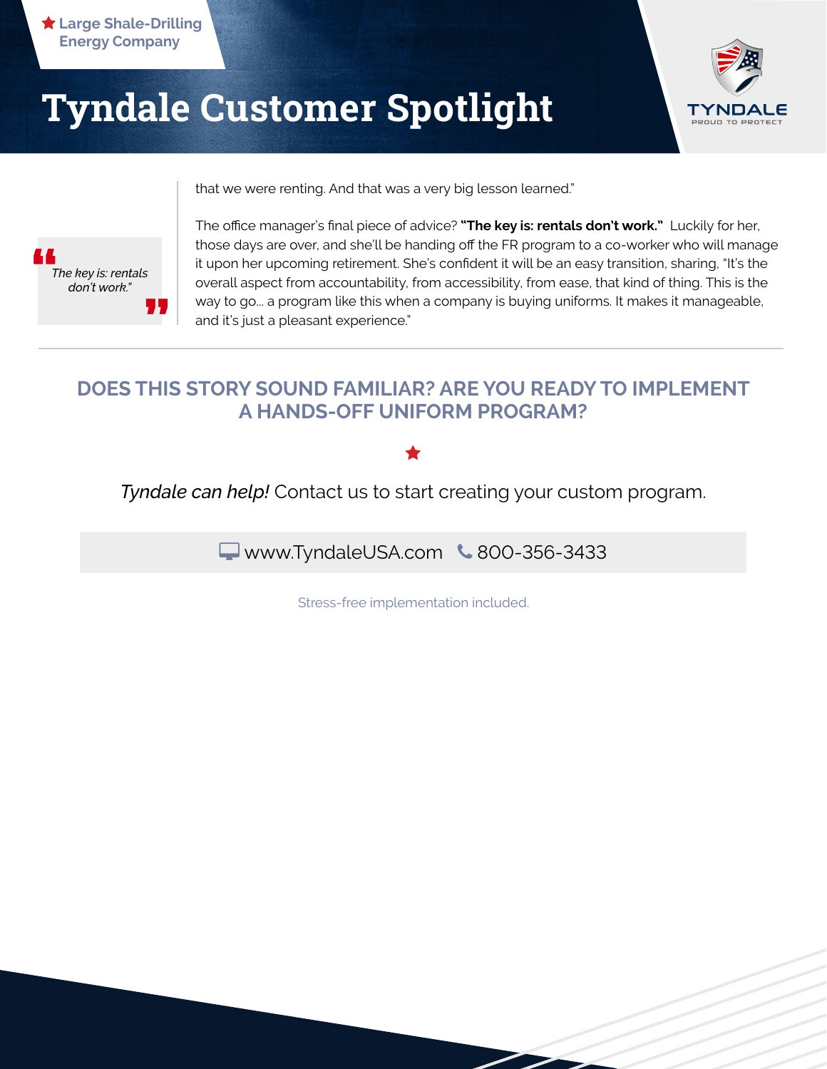Large Shale-Drilling Energy Company

# Tyndale Customer Spotlight

> *The key is: rentals don't work."*

that we were renting. And that was a very big lesson learned."

The office manager's final piece of advice? **"The key is: rentals don't work."** Luckily for her, those days are over, and she'll be handing off the FR program to a co-worker who will manage it upon her upcoming retirement. She's confident it will be an easy transition, sharing, "It's the overall aspect from accountability, from accessibility, from ease, that kind of thing. This is the way to go… a program like this when a company is buying uniforms. It makes it manageable, and it's just a pleasant experience."

---

## DOES THIS STORY SOUND FAMILIAR? ARE YOU READY TO IMPLEMENT A HANDS-OFF UNIFORM PROGRAM?

*Tyndale can help!* Contact us to start creating your custom program.

www.TyndaleUSA.com 800-356-3433

Stress-free implementation included.